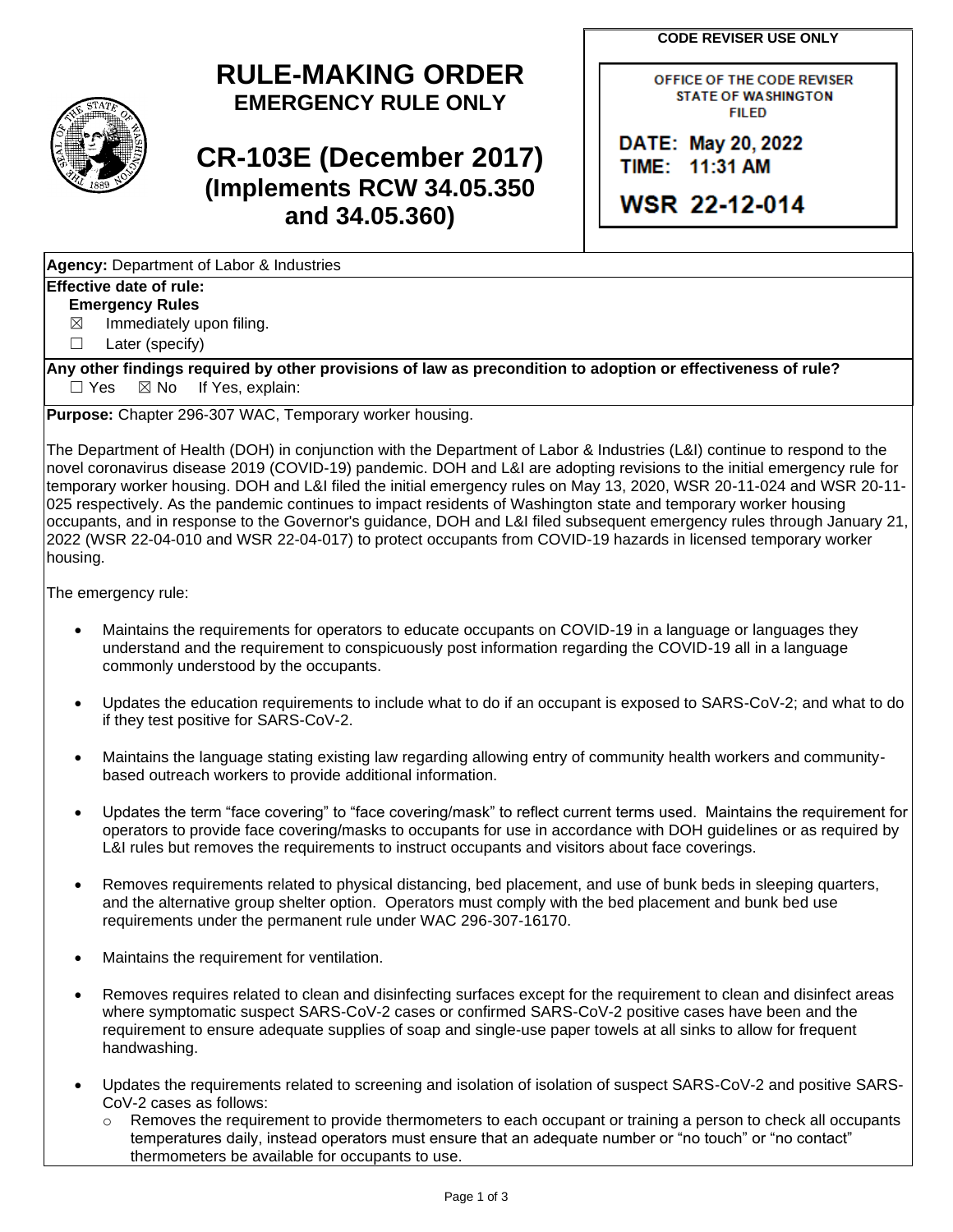# RULE-MAKING ORDER
## EMERGENCY RULE ONLY

# CR-103E (December 2017)
## (Implements RCW 34.05.350 and 34.05.360)

**CODE REVISER USE ONLY**

OFFICE OF THE CODE REVISER
STATE OF WASHINGTON
FILED

DATE: May 20, 2022
TIME: 11:31 AM

WSR 22-12-014

**Agency:** Department of Labor & Industries

**Effective date of rule:**

**Emergency Rules**

☒ Immediately upon filing.

☐ Later (specify)

**Any other findings required by other provisions of law as precondition to adoption or effectiveness of rule?**

☐ Yes ☒ No If Yes, explain:

**Purpose:** Chapter 296-307 WAC, Temporary worker housing.

The Department of Health (DOH) in conjunction with the Department of Labor & Industries (L&I) continue to respond to the novel coronavirus disease 2019 (COVID-19) pandemic. DOH and L&I are adopting revisions to the initial emergency rule for temporary worker housing. DOH and L&I filed the initial emergency rules on May 13, 2020, WSR 20-11-024 and WSR 20-11-025 respectively. As the pandemic continues to impact residents of Washington state and temporary worker housing occupants, and in response to the Governor's guidance, DOH and L&I filed subsequent emergency rules through January 21, 2022 (WSR 22-04-010 and WSR 22-04-017) to protect occupants from COVID-19 hazards in licensed temporary worker housing.

The emergency rule:

- Maintains the requirements for operators to educate occupants on COVID-19 in a language or languages they understand and the requirement to conspicuously post information regarding the COVID-19 all in a language commonly understood by the occupants.
- Updates the education requirements to include what to do if an occupant is exposed to SARS-CoV-2; and what to do if they test positive for SARS-CoV-2.
- Maintains the language stating existing law regarding allowing entry of community health workers and community-based outreach workers to provide additional information.
- Updates the term "face covering" to "face covering/mask" to reflect current terms used. Maintains the requirement for operators to provide face covering/masks to occupants for use in accordance with DOH guidelines or as required by L&I rules but removes the requirements to instruct occupants and visitors about face coverings.
- Removes requirements related to physical distancing, bed placement, and use of bunk beds in sleeping quarters, and the alternative group shelter option. Operators must comply with the bed placement and bunk bed use requirements under the permanent rule under WAC 296-307-16170.
- Maintains the requirement for ventilation.
- Removes requires related to clean and disinfecting surfaces except for the requirement to clean and disinfect areas where symptomatic suspect SARS-CoV-2 cases or confirmed SARS-CoV-2 positive cases have been and the requirement to ensure adequate supplies of soap and single-use paper towels at all sinks to allow for frequent handwashing.
- Updates the requirements related to screening and isolation of isolation of suspect SARS-CoV-2 and positive SARS-CoV-2 cases as follows:
  - Removes the requirement to provide thermometers to each occupant or training a person to check all occupants temperatures daily, instead operators must ensure that an adequate number or "no touch" or "no contact" thermometers be available for occupants to use.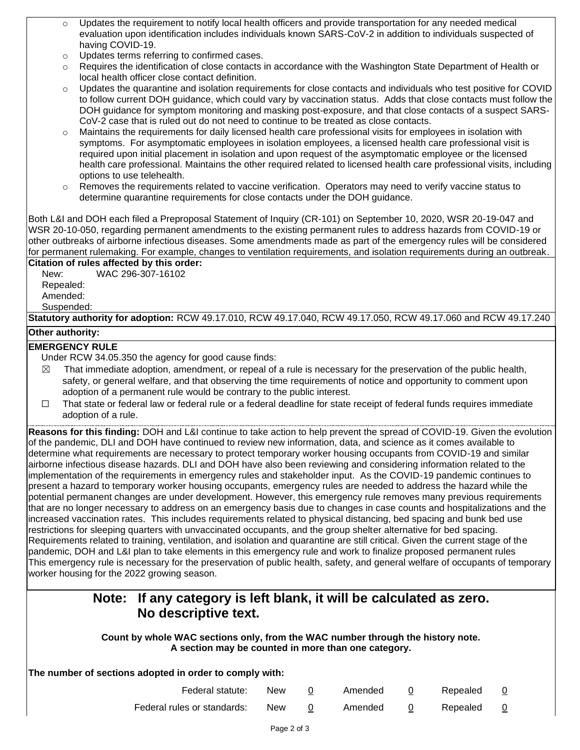- Updates the requirement to notify local health officers and provide transportation for any needed medical evaluation upon identification includes individuals known SARS-CoV-2 in addition to individuals suspected of having COVID-19.
- Updates terms referring to confirmed cases.
- Requires the identification of close contacts in accordance with the Washington State Department of Health or local health officer close contact definition.
- Updates the quarantine and isolation requirements for close contacts and individuals who test positive for COVID to follow current DOH guidance, which could vary by vaccination status. Adds that close contacts must follow the DOH guidance for symptom monitoring and masking post-exposure, and that close contacts of a suspect SARS-CoV-2 case that is ruled out do not need to continue to be treated as close contacts.
- Maintains the requirements for daily licensed health care professional visits for employees in isolation with symptoms. For asymptomatic employees in isolation employees, a licensed health care professional visit is required upon initial placement in isolation and upon request of the asymptomatic employee or the licensed health care professional. Maintains the other required related to licensed health care professional visits, including options to use telehealth.
- Removes the requirements related to vaccine verification. Operators may need to verify vaccine status to determine quarantine requirements for close contacts under the DOH guidance.

Both L&I and DOH each filed a Preproposal Statement of Inquiry (CR-101) on September 10, 2020, WSR 20-19-047 and WSR 20-10-050, regarding permanent amendments to the existing permanent rules to address hazards from COVID-19 or other outbreaks of airborne infectious diseases. Some amendments made as part of the emergency rules will be considered for permanent rulemaking. For example, changes to ventilation requirements, and isolation requirements during an outbreak.

**Citation of rules affected by this order:**

New: WAC 296-307-16102

Repealed:

Amended:

Suspended:

**Statutory authority for adoption:** RCW 49.17.010, RCW 49.17.040, RCW 49.17.050, RCW 49.17.060 and RCW 49.17.240

**Other authority:**

**EMERGENCY RULE**

Under RCW 34.05.350 the agency for good cause finds:

☒ That immediate adoption, amendment, or repeal of a rule is necessary for the preservation of the public health, safety, or general welfare, and that observing the time requirements of notice and opportunity to comment upon adoption of a permanent rule would be contrary to the public interest.

☐ That state or federal law or federal rule or a federal deadline for state receipt of federal funds requires immediate adoption of a rule.

**Reasons for this finding:** DOH and L&I continue to take action to help prevent the spread of COVID-19. Given the evolution of the pandemic, DLI and DOH have continued to review new information, data, and science as it comes available to determine what requirements are necessary to protect temporary worker housing occupants from COVID-19 and similar airborne infectious disease hazards. DLI and DOH have also been reviewing and considering information related to the implementation of the requirements in emergency rules and stakeholder input. As the COVID-19 pandemic continues to present a hazard to temporary worker housing occupants, emergency rules are needed to address the hazard while the potential permanent changes are under development. However, this emergency rule removes many previous requirements that are no longer necessary to address on an emergency basis due to changes in case counts and hospitalizations and the increased vaccination rates. This includes requirements related to physical distancing, bed spacing and bunk bed use restrictions for sleeping quarters with unvaccinated occupants, and the group shelter alternative for bed spacing. Requirements related to training, ventilation, and isolation and quarantine are still critical. Given the current stage of the pandemic, DOH and L&I plan to take elements in this emergency rule and work to finalize proposed permanent rules This emergency rule is necessary for the preservation of public health, safety, and general welfare of occupants of temporary worker housing for the 2022 growing season.

## Note: If any category is left blank, it will be calculated as zero. No descriptive text.

**Count by whole WAC sections only, from the WAC number through the history note. A section may be counted in more than one category.**

**The number of sections adopted in order to comply with:**

| | | | | | | |
|---|---|---|---|---|---|---|
| Federal statute: | New | 0 | Amended | 0 | Repealed | 0 |
| Federal rules or standards: | New | 0 | Amended | 0 | Repealed | 0 |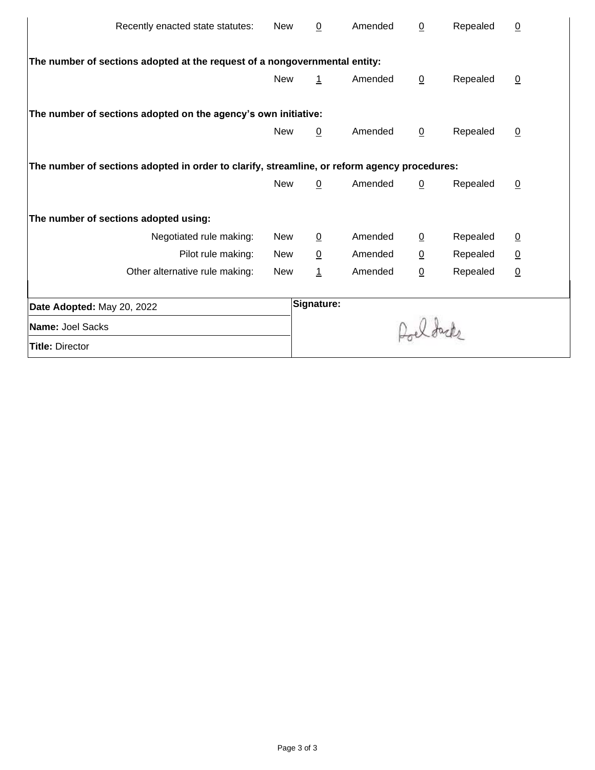| | | | | | | |
|---|---|---|---|---|---|---|
| Recently enacted state statutes: | New | 0 | Amended | 0 | Repealed | 0 |

**The number of sections adopted at the request of a nongovernmental entity:**

| | | | | | |
|---|---|---|---|---|---|
| New | 1 | Amended | 0 | Repealed | 0 |

**The number of sections adopted on the agency's own initiative:**

| | | | | | |
|---|---|---|---|---|---|
| New | 0 | Amended | 0 | Repealed | 0 |

**The number of sections adopted in order to clarify, streamline, or reform agency procedures:**

| | | | | | |
|---|---|---|---|---|---|
| New | 0 | Amended | 0 | Repealed | 0 |

**The number of sections adopted using:**

| | | | | | | |
|---|---|---|---|---|---|---|
| Negotiated rule making: | New | 0 | Amended | 0 | Repealed | 0 |
| Pilot rule making: | New | 0 | Amended | 0 | Repealed | 0 |
| Other alternative rule making: | New | 1 | Amended | 0 | Repealed | 0 |

| | |
|---|---|
| **Date Adopted:** May 20, 2022 | **Signature:** |
| **Name:** Joel Sacks | Joel Sacks |
| **Title:** Director | |